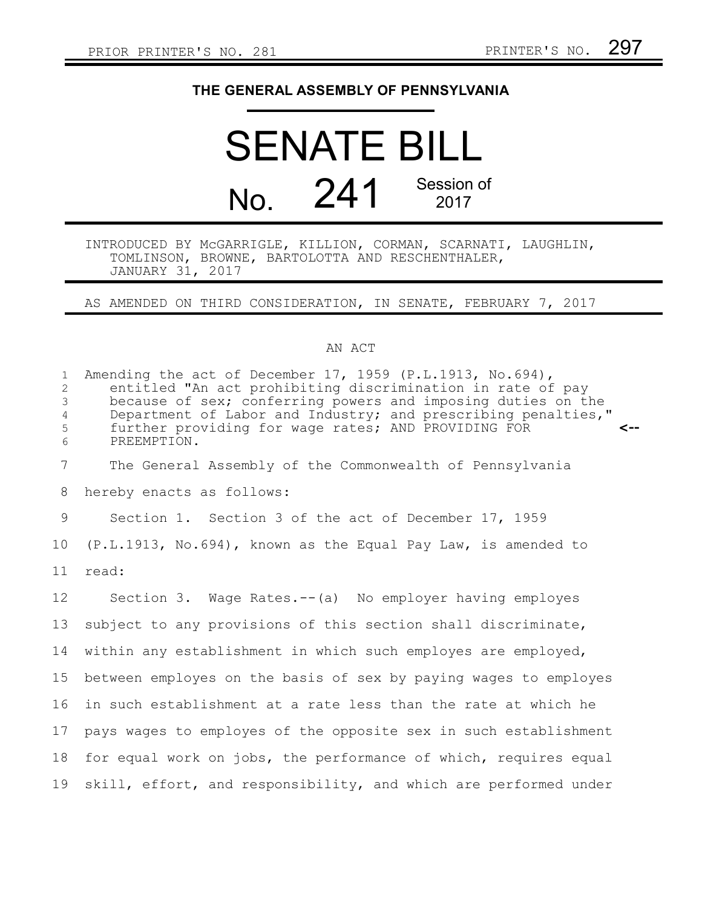PRIOR PRINTER'S NO. 281 PRINTER'S NO. 297

# THE GENERAL ASSEMBLY OF PENNSYLVANIA

# SENATE BILL

## No. 241 Session of 2017

INTRODUCED BY McGARRIGLE, KILLION, CORMAN, SCARNATI, LAUGHLIN, TOMLINSON, BROWNE, BARTOLOTTA AND RESCHENTHALER, JANUARY 31, 2017

AS AMENDED ON THIRD CONSIDERATION, IN SENATE, FEBRUARY 7, 2017

AN ACT

Amending the act of December 17, 1959 (P.L.1913, No.694), entitled "An act prohibiting discrimination in rate of pay because of sex; conferring powers and imposing duties on the Department of Labor and Industry; and prescribing penalties," further providing for wage rates; AND PROVIDING FOR PREEMPTION. <--

The General Assembly of the Commonwealth of Pennsylvania hereby enacts as follows:

Section 1. Section 3 of the act of December 17, 1959 (P.L.1913, No.694), known as the Equal Pay Law, is amended to read:

Section 3. Wage Rates.--(a) No employer having employes subject to any provisions of this section shall discriminate, within any establishment in which such employes are employed, between employes on the basis of sex by paying wages to employes in such establishment at a rate less than the rate at which he pays wages to employes of the opposite sex in such establishment for equal work on jobs, the performance of which, requires equal skill, effort, and responsibility, and which are performed under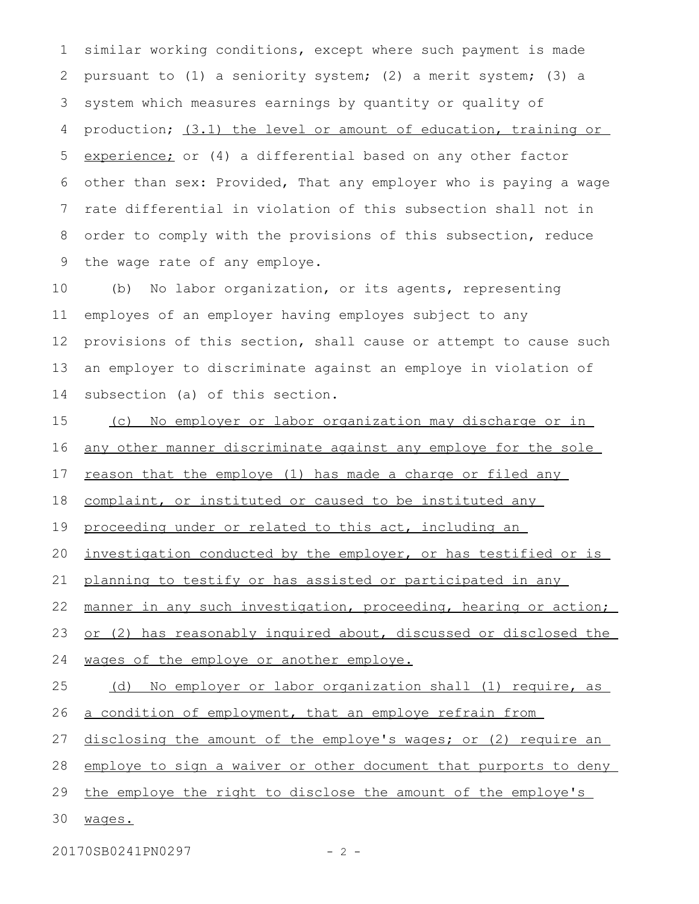similar working conditions, except where such payment is made pursuant to (1) a seniority system; (2) a merit system; (3) a system which measures earnings by quantity or quality of production; <u>(3.1) the level or amount of education, training or experience;</u> or (4) a differential based on any other factor other than sex: Provided, That any employer who is paying a wage rate differential in violation of this subsection shall not in order to comply with the provisions of this subsection, reduce the wage rate of any employe.

(b) No labor organization, or its agents, representing employes of an employer having employes subject to any provisions of this section, shall cause or attempt to cause such an employer to discriminate against an employe in violation of subsection (a) of this section.

<u>(c) No employer or labor organization may discharge or in any other manner discriminate against any employe for the sole reason that the employe (1) has made a charge or filed any complaint, or instituted or caused to be instituted any proceeding under or related to this act, including an investigation conducted by the employer, or has testified or is planning to testify or has assisted or participated in any manner in any such investigation, proceeding, hearing or action; or (2) has reasonably inquired about, discussed or disclosed the wages of the employe or another employe.</u>

<u>(d) No employer or labor organization shall (1) require, as a condition of employment, that an employe refrain from disclosing the amount of the employe's wages; or (2) require an employe to sign a waiver or other document that purports to deny the employe the right to disclose the amount of the employe's wages.</u>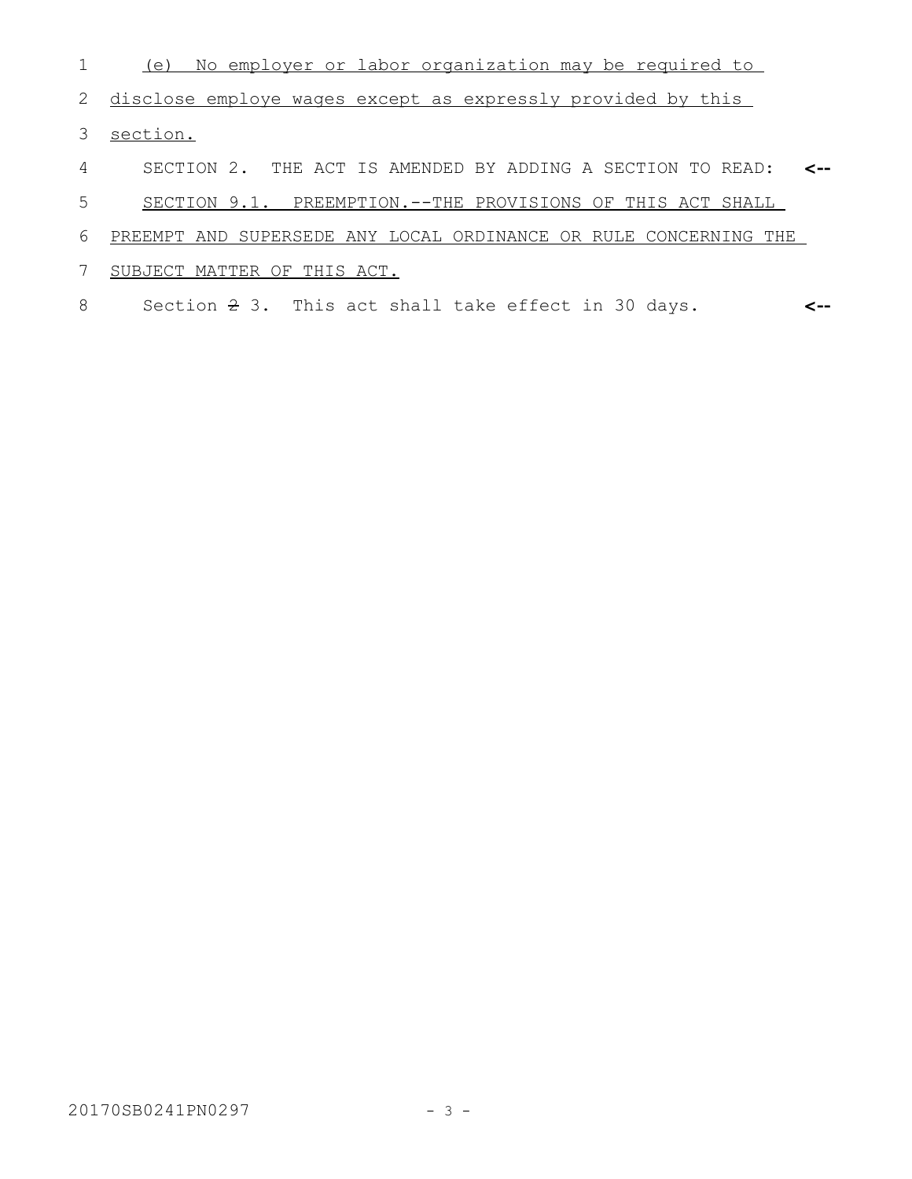(e) No employer or labor organization may be required to disclose employe wages except as expressly provided by this section.

SECTION 2. THE ACT IS AMENDED BY ADDING A SECTION TO READ: <--

SECTION 9.1. PREEMPTION.--THE PROVISIONS OF THIS ACT SHALL PREEMPT AND SUPERSEDE ANY LOCAL ORDINANCE OR RULE CONCERNING THE SUBJECT MATTER OF THIS ACT.

Section ~~2~~ 3. This act shall take effect in 30 days. <--